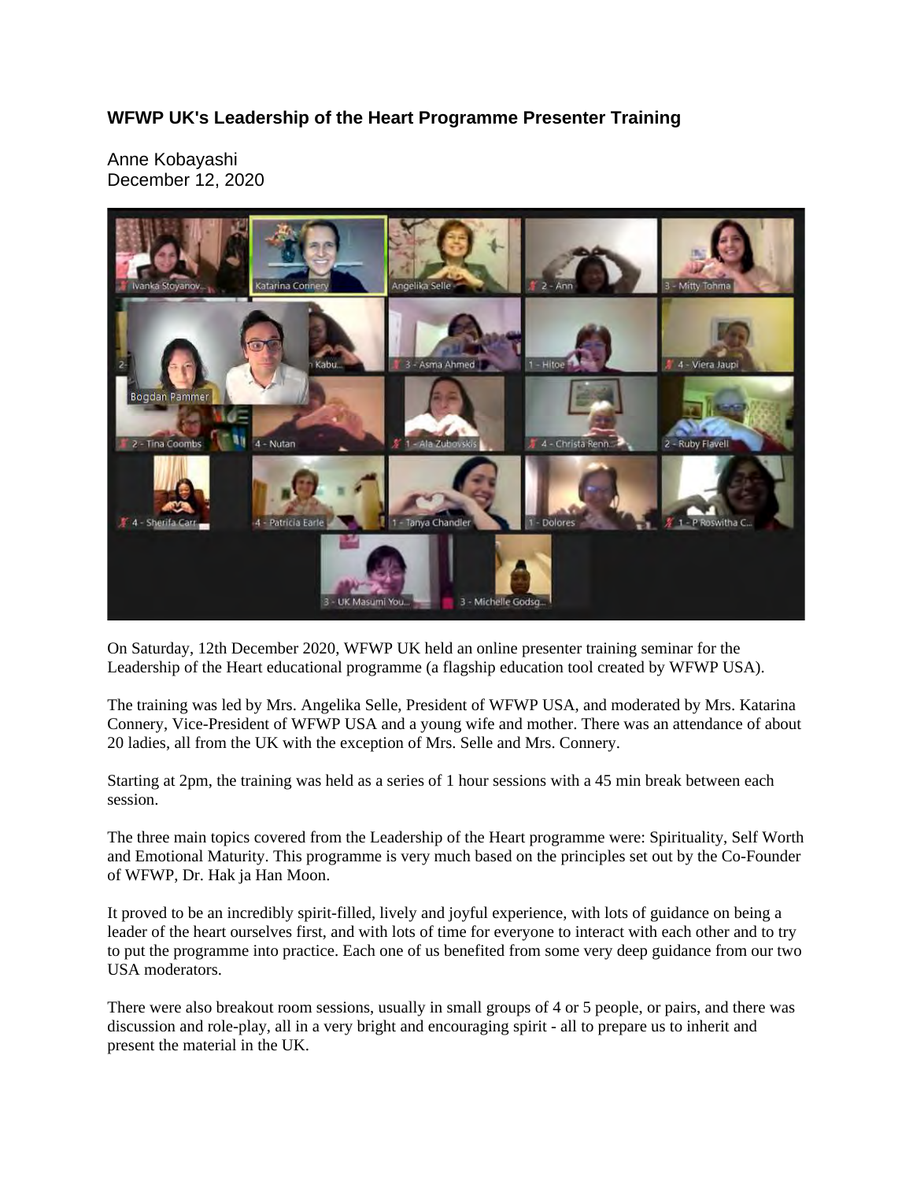## WFWP UK's Leadership of the Heart Programme Presenter Training

Anne Kobayashi
December 12, 2020

On Saturday, 12th December 2020, WFWP UK held an online presenter training seminar for the Leadership of the Heart educational programme (a flagship education tool created by WFWP USA).

The training was led by Mrs. Angelika Selle, President of WFWP USA, and moderated by Mrs. Katarina Connery, Vice-President of WFWP USA and a young wife and mother. There was an attendance of about 20 ladies, all from the UK with the exception of Mrs. Selle and Mrs. Connery.

Starting at 2pm, the training was held as a series of 1 hour sessions with a 45 min break between each session.

The three main topics covered from the Leadership of the Heart programme were: Spirituality, Self Worth and Emotional Maturity. This programme is very much based on the principles set out by the Co-Founder of WFWP, Dr. Hak ja Han Moon.

It proved to be an incredibly spirit-filled, lively and joyful experience, with lots of guidance on being a leader of the heart ourselves first, and with lots of time for everyone to interact with each other and to try to put the programme into practice. Each one of us benefited from some very deep guidance from our two USA moderators.

There were also breakout room sessions, usually in small groups of 4 or 5 people, or pairs, and there was discussion and role-play, all in a very bright and encouraging spirit - all to prepare us to inherit and present the material in the UK.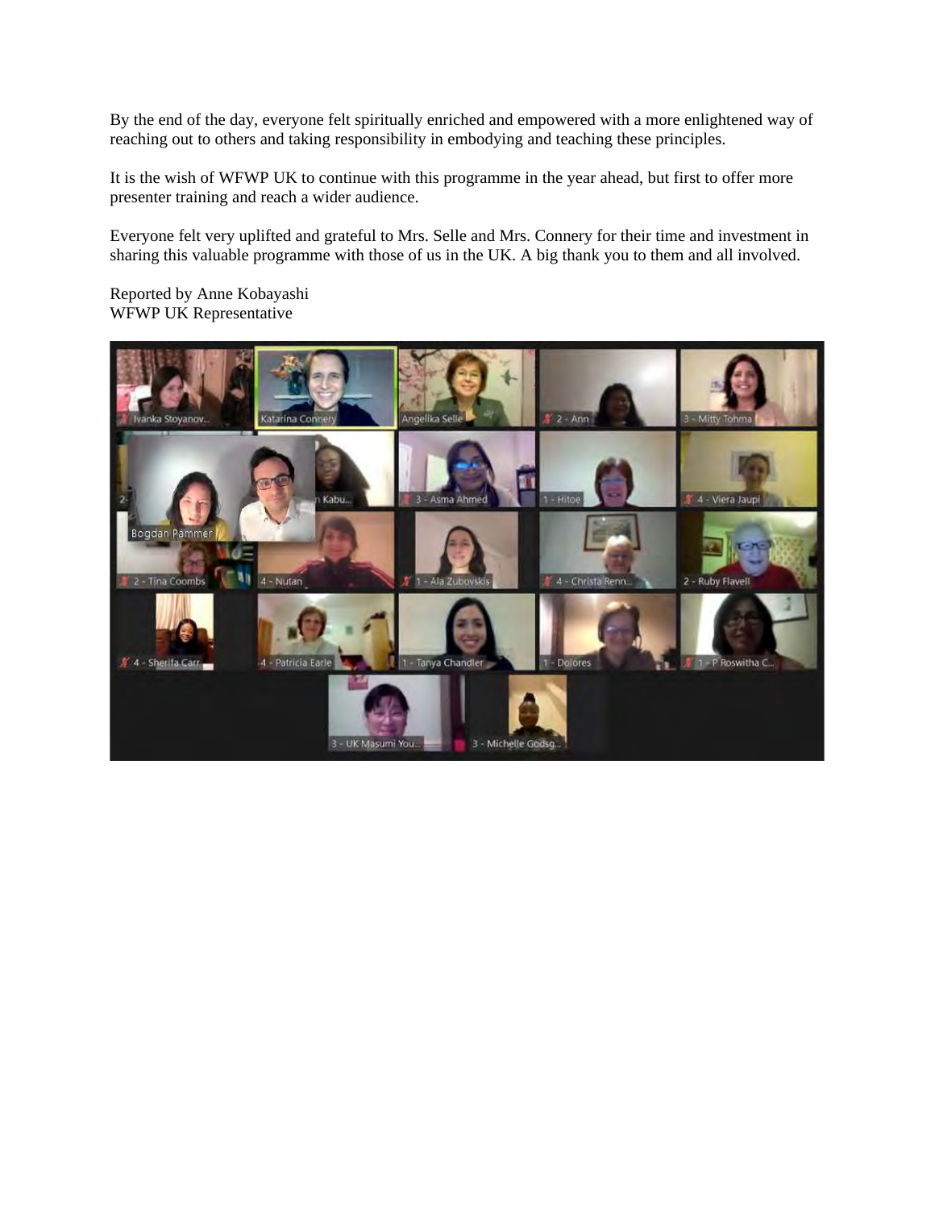By the end of the day, everyone felt spiritually enriched and empowered with a more enlightened way of reaching out to others and taking responsibility in embodying and teaching these principles.

It is the wish of WFWP UK to continue with this programme in the year ahead, but first to offer more presenter training and reach a wider audience.

Everyone felt very uplifted and grateful to Mrs. Selle and Mrs. Connery for their time and investment in sharing this valuable programme with those of us in the UK. A big thank you to them and all involved.

Reported by Anne Kobayashi
WFWP UK Representative